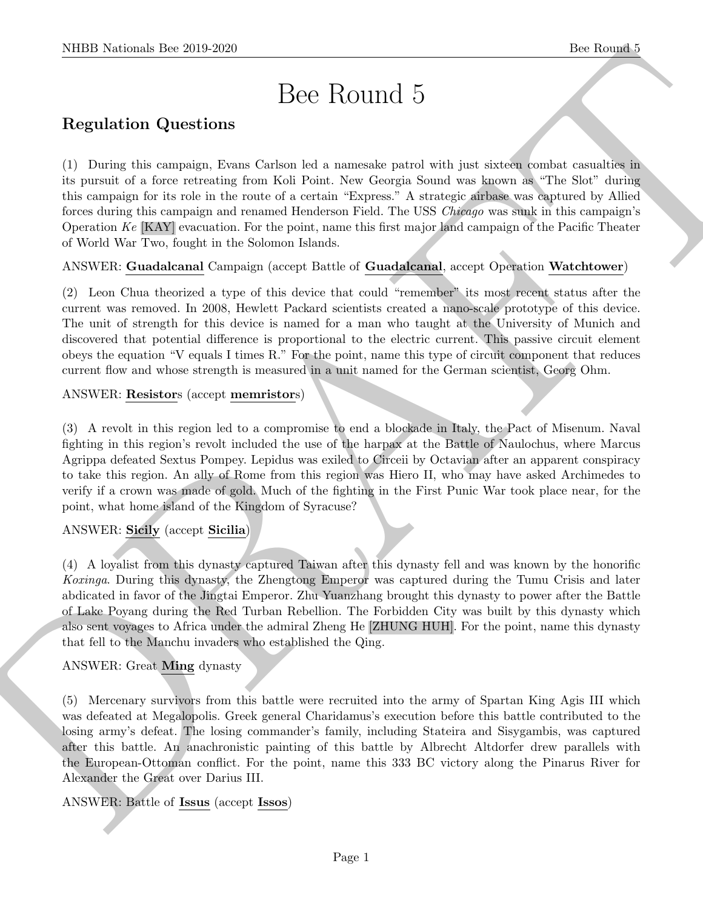# Bee Round 5

## Regulation Questions

(1) During this campaign, Evans Carlson led a namesake patrol with just sixteen combat casualties in its pursuit of a force retreating from Koli Point. New Georgia Sound was known as "The Slot" during this campaign for its role in the route of a certain "Express." A strategic airbase was captured by Allied forces during this campaign and renamed Henderson Field. The USS *Chicago* was sunk in this campaign's Operation *Ke* [KAY] evacuation. For the point, name this first major land campaign of the Pacific Theater of World War Two, fought in the Solomon Islands.

ANSWER: **Guadalcanal** Campaign (accept Battle of **Guadalcanal**, accept Operation **Watchtower**)

(2) Leon Chua theorized a type of this device that could "remember" its most recent status after the current was removed. In 2008, Hewlett Packard scientists created a nano-scale prototype of this device. The unit of strength for this device is named for a man who taught at the University of Munich and discovered that potential difference is proportional to the electric current. This passive circuit element obeys the equation "V equals I times R." For the point, name this type of circuit component that reduces current flow and whose strength is measured in a unit named for the German scientist, Georg Ohm.

ANSWER: **Resistor**s (accept **memristor**s)

(3) A revolt in this region led to a compromise to end a blockade in Italy, the Pact of Misenum. Naval fighting in this region's revolt included the use of the harpax at the Battle of Naulochus, where Marcus Agrippa defeated Sextus Pompey. Lepidus was exiled to Circeii by Octavian after an apparent conspiracy to take this region. An ally of Rome from this region was Hiero II, who may have asked Archimedes to verify if a crown was made of gold. Much of the fighting in the First Punic War took place near, for the point, what home island of the Kingdom of Syracuse?

ANSWER: **Sicily** (accept **Sicilia**)

(4) A loyalist from this dynasty captured Taiwan after this dynasty fell and was known by the honorific *Koxinga*. During this dynasty, the Zhengtong Emperor was captured during the Tumu Crisis and later abdicated in favor of the Jingtai Emperor. Zhu Yuanzhang brought this dynasty to power after the Battle of Lake Poyang during the Red Turban Rebellion. The Forbidden City was built by this dynasty which also sent voyages to Africa under the admiral Zheng He [ZHUNG HUH]. For the point, name this dynasty that fell to the Manchu invaders who established the Qing.

ANSWER: Great **Ming** dynasty

(5) Mercenary survivors from this battle were recruited into the army of Spartan King Agis III which was defeated at Megalopolis. Greek general Charidamus's execution before this battle contributed to the losing army's defeat. The losing commander's family, including Stateira and Sisygambis, was captured after this battle. An anachronistic painting of this battle by Albrecht Altdorfer drew parallels with the European-Ottoman conflict. For the point, name this 333 BC victory along the Pinarus River for Alexander the Great over Darius III.

ANSWER: Battle of **Issus** (accept **Issos**)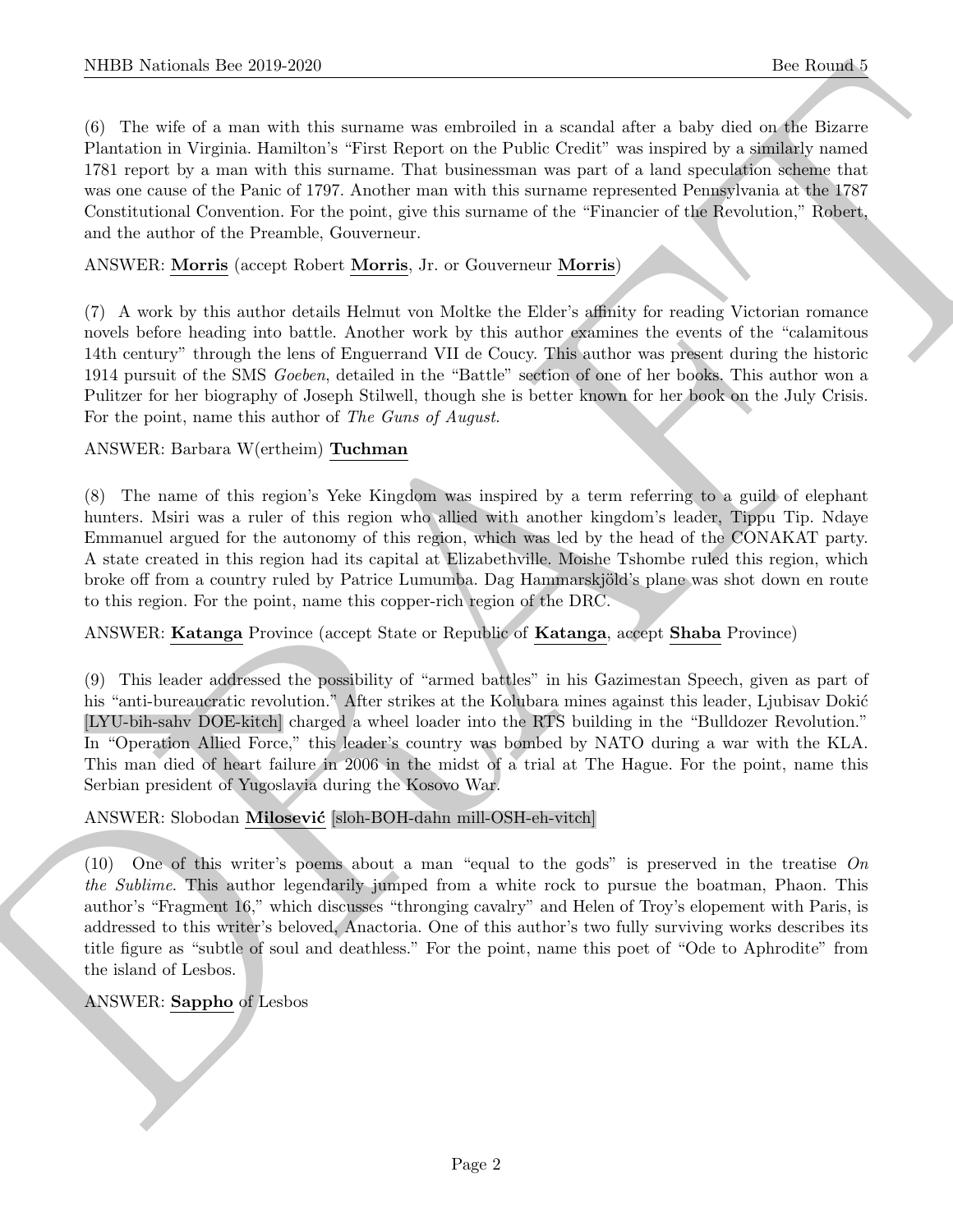(6) The wife of a man with this surname was embroiled in a scandal after a baby died on the Bizarre Plantation in Virginia. Hamilton's "First Report on the Public Credit" was inspired by a similarly named 1781 report by a man with this surname. That businessman was part of a land speculation scheme that was one cause of the Panic of 1797. Another man with this surname represented Pennsylvania at the 1787 Constitutional Convention. For the point, give this surname of the "Financier of the Revolution," Robert, and the author of the Preamble, Gouverneur.

ANSWER: **Morris** (accept Robert **Morris**, Jr. or Gouverneur **Morris**)

(7) A work by this author details Helmut von Moltke the Elder's affinity for reading Victorian romance novels before heading into battle. Another work by this author examines the events of the "calamitous 14th century" through the lens of Enguerrand VII de Coucy. This author was present during the historic 1914 pursuit of the SMS *Goeben*, detailed in the "Battle" section of one of her books. This author won a Pulitzer for her biography of Joseph Stilwell, though she is better known for her book on the July Crisis. For the point, name this author of *The Guns of August*.

ANSWER: Barbara W(ertheim) **Tuchman**

(8) The name of this region's Yeke Kingdom was inspired by a term referring to a guild of elephant hunters. Msiri was a ruler of this region who allied with another kingdom's leader, Tippu Tip. Ndaye Emmanuel argued for the autonomy of this region, which was led by the head of the CONAKAT party. A state created in this region had its capital at Elizabethville. Moishe Tshombe ruled this region, which broke off from a country ruled by Patrice Lumumba. Dag Hammarskjöld's plane was shot down en route to this region. For the point, name this copper-rich region of the DRC.

ANSWER: **Katanga** Province (accept State or Republic of **Katanga**, accept **Shaba** Province)

(9) This leader addressed the possibility of "armed battles" in his Gazimestan Speech, given as part of his "anti-bureaucratic revolution." After strikes at the Kolubara mines against this leader, Ljubisav Dokić [LYU-bih-sahv DOE-kitch] charged a wheel loader into the RTS building in the "Bulldozer Revolution." In "Operation Allied Force," this leader's country was bombed by NATO during a war with the KLA. This man died of heart failure in 2006 in the midst of a trial at The Hague. For the point, name this Serbian president of Yugoslavia during the Kosovo War.

ANSWER: Slobodan **Milosević** [sloh-BOH-dahn mill-OSH-eh-vitch]

(10) One of this writer's poems about a man "equal to the gods" is preserved in the treatise *On the Sublime*. This author legendarily jumped from a white rock to pursue the boatman, Phaon. This author's "Fragment 16," which discusses "thronging cavalry" and Helen of Troy's elopement with Paris, is addressed to this writer's beloved, Anactoria. One of this author's two fully surviving works describes its title figure as "subtle of soul and deathless." For the point, name this poet of "Ode to Aphrodite" from the island of Lesbos.

ANSWER: **Sappho** of Lesbos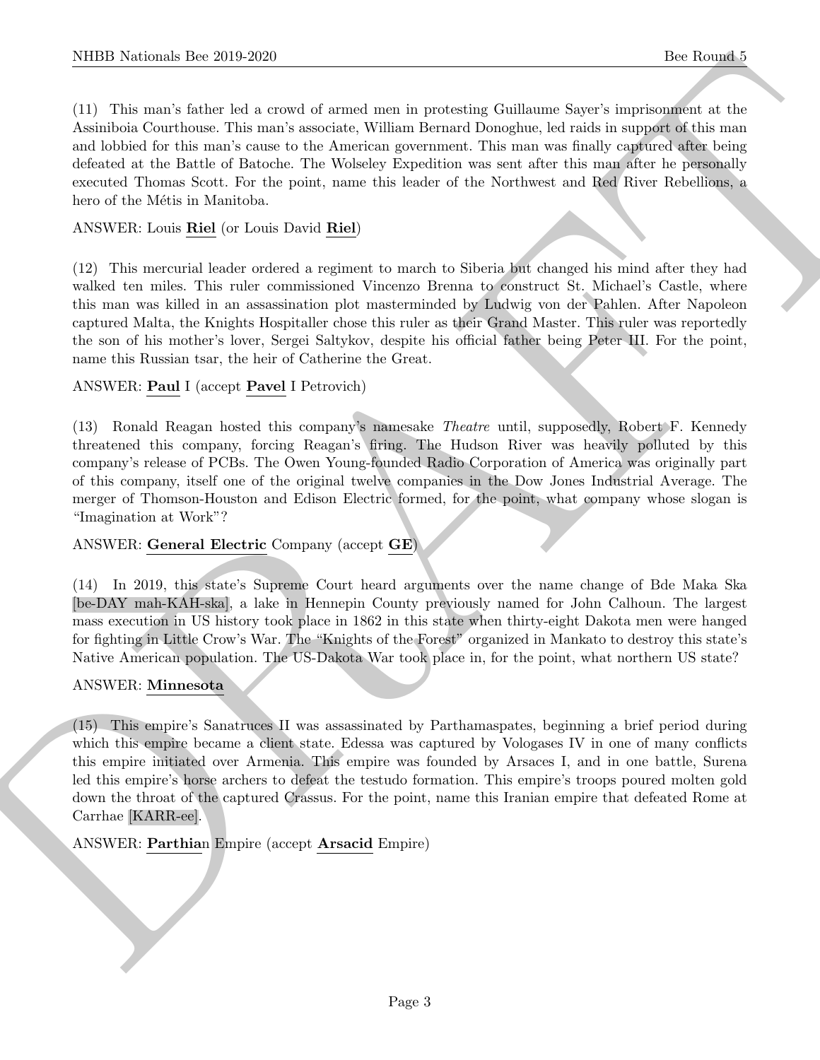(11) This man's father led a crowd of armed men in protesting Guillaume Sayer's imprisonment at the Assiniboia Courthouse. This man's associate, William Bernard Donoghue, led raids in support of this man and lobbied for this man's cause to the American government. This man was finally captured after being defeated at the Battle of Batoche. The Wolseley Expedition was sent after this man after he personally executed Thomas Scott. For the point, name this leader of the Northwest and Red River Rebellions, a hero of the Métis in Manitoba.

ANSWER: Louis **Riel** (or Louis David **Riel**)

(12) This mercurial leader ordered a regiment to march to Siberia but changed his mind after they had walked ten miles. This ruler commissioned Vincenzo Brenna to construct St. Michael's Castle, where this man was killed in an assassination plot masterminded by Ludwig von der Pahlen. After Napoleon captured Malta, the Knights Hospitaller chose this ruler as their Grand Master. This ruler was reportedly the son of his mother's lover, Sergei Saltykov, despite his official father being Peter III. For the point, name this Russian tsar, the heir of Catherine the Great.

ANSWER: **Paul** I (accept **Pavel** I Petrovich)

(13) Ronald Reagan hosted this company's namesake *Theatre* until, supposedly, Robert F. Kennedy threatened this company, forcing Reagan's firing. The Hudson River was heavily polluted by this company's release of PCBs. The Owen Young-founded Radio Corporation of America was originally part of this company, itself one of the original twelve companies in the Dow Jones Industrial Average. The merger of Thomson-Houston and Edison Electric formed, for the point, what company whose slogan is "Imagination at Work"?

ANSWER: **General Electric** Company (accept **GE**)

(14) In 2019, this state's Supreme Court heard arguments over the name change of Bde Maka Ska [be-DAY mah-KAH-ska], a lake in Hennepin County previously named for John Calhoun. The largest mass execution in US history took place in 1862 in this state when thirty-eight Dakota men were hanged for fighting in Little Crow's War. The "Knights of the Forest" organized in Mankato to destroy this state's Native American population. The US-Dakota War took place in, for the point, what northern US state?

ANSWER: **Minnesota**

(15) This empire's Sanatruces II was assassinated by Parthamaspates, beginning a brief period during which this empire became a client state. Edessa was captured by Vologases IV in one of many conflicts this empire initiated over Armenia. This empire was founded by Arsaces I, and in one battle, Surena led this empire's horse archers to defeat the testudo formation. This empire's troops poured molten gold down the throat of the captured Crassus. For the point, name this Iranian empire that defeated Rome at Carrhae [KARR-ee].

ANSWER: **Parthia**n Empire (accept **Arsacid** Empire)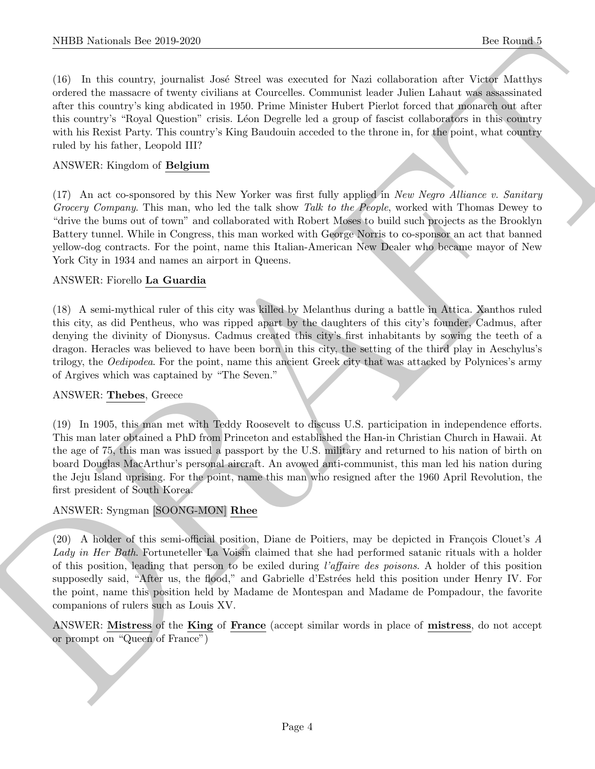(16) In this country, journalist José Streel was executed for Nazi collaboration after Victor Matthys ordered the massacre of twenty civilians at Courcelles. Communist leader Julien Lahaut was assassinated after this country's king abdicated in 1950. Prime Minister Hubert Pierlot forced that monarch out after this country's "Royal Question" crisis. Léon Degrelle led a group of fascist collaborators in this country with his Rexist Party. This country's King Baudouin acceded to the throne in, for the point, what country ruled by his father, Leopold III?

ANSWER: Kingdom of **Belgium**

(17) An act co-sponsored by this New Yorker was first fully applied in *New Negro Alliance v. Sanitary Grocery Company*. This man, who led the talk show *Talk to the People*, worked with Thomas Dewey to "drive the bums out of town" and collaborated with Robert Moses to build such projects as the Brooklyn Battery tunnel. While in Congress, this man worked with George Norris to co-sponsor an act that banned yellow-dog contracts. For the point, name this Italian-American New Dealer who became mayor of New York City in 1934 and names an airport in Queens.

ANSWER: Fiorello **La Guardia**

(18) A semi-mythical ruler of this city was killed by Melanthus during a battle in Attica. Xanthos ruled this city, as did Pentheus, who was ripped apart by the daughters of this city's founder, Cadmus, after denying the divinity of Dionysus. Cadmus created this city's first inhabitants by sowing the teeth of a dragon. Heracles was believed to have been born in this city, the setting of the third play in Aeschylus's trilogy, the *Oedipodea*. For the point, name this ancient Greek city that was attacked by Polynices's army of Argives which was captained by "The Seven."

ANSWER: **Thebes**, Greece

(19) In 1905, this man met with Teddy Roosevelt to discuss U.S. participation in independence efforts. This man later obtained a PhD from Princeton and established the Han-in Christian Church in Hawaii. At the age of 75, this man was issued a passport by the U.S. military and returned to his nation of birth on board Douglas MacArthur's personal aircraft. An avowed anti-communist, this man led his nation during the Jeju Island uprising. For the point, name this man who resigned after the 1960 April Revolution, the first president of South Korea.

ANSWER: Syngman [SOONG-MON] **Rhee**

(20) A holder of this semi-official position, Diane de Poitiers, may be depicted in François Clouet's *A Lady in Her Bath*. Fortuneteller La Voisin claimed that she had performed satanic rituals with a holder of this position, leading that person to be exiled during *l'affaire des poisons*. A holder of this position supposedly said, "After us, the flood," and Gabrielle d'Estrées held this position under Henry IV. For the point, name this position held by Madame de Montespan and Madame de Pompadour, the favorite companions of rulers such as Louis XV.

ANSWER: **Mistress** of the **King** of **France** (accept similar words in place of **mistress**, do not accept or prompt on "Queen of France")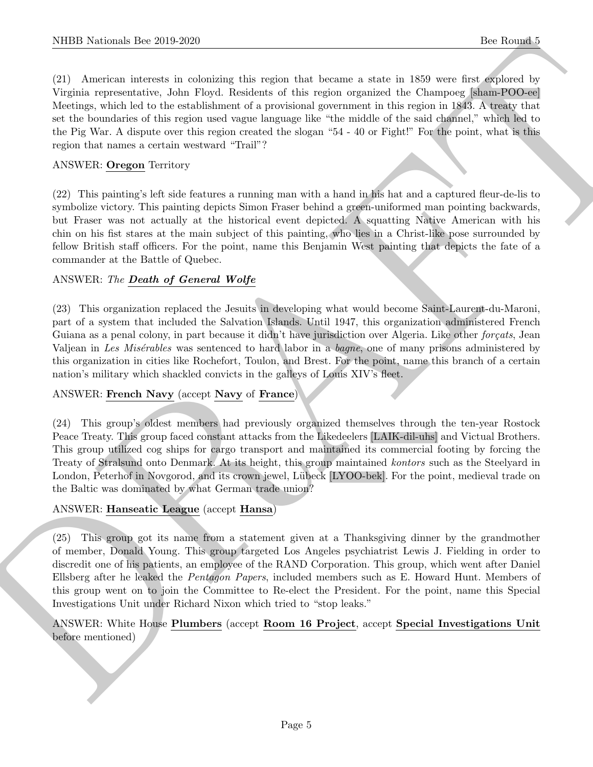(21) American interests in colonizing this region that became a state in 1859 were first explored by Virginia representative, John Floyd. Residents of this region organized the Champoeg [sham-POO-ee] Meetings, which led to the establishment of a provisional government in this region in 1843. A treaty that set the boundaries of this region used vague language like "the middle of the said channel," which led to the Pig War. A dispute over this region created the slogan "54 - 40 or Fight!" For the point, what is this region that names a certain westward "Trail"?

ANSWER: **Oregon** Territory

(22) This painting's left side features a running man with a hand in his hat and a captured fleur-de-lis to symbolize victory. This painting depicts Simon Fraser behind a green-uniformed man pointing backwards, but Fraser was not actually at the historical event depicted. A squatting Native American with his chin on his fist stares at the main subject of this painting, who lies in a Christ-like pose surrounded by fellow British staff officers. For the point, name this Benjamin West painting that depicts the fate of a commander at the Battle of Quebec.

ANSWER: *The* ***Death of General Wolfe***

(23) This organization replaced the Jesuits in developing what would become Saint-Laurent-du-Maroni, part of a system that included the Salvation Islands. Until 1947, this organization administered French Guiana as a penal colony, in part because it didn't have jurisdiction over Algeria. Like other *forçats*, Jean Valjean in *Les Misérables* was sentenced to hard labor in a *bagne*, one of many prisons administered by this organization in cities like Rochefort, Toulon, and Brest. For the point, name this branch of a certain nation's military which shackled convicts in the galleys of Louis XIV's fleet.

ANSWER: **French Navy** (accept **Navy** of **France**)

(24) This group's oldest members had previously organized themselves through the ten-year Rostock Peace Treaty. This group faced constant attacks from the Likedeelers [LAIK-dil-uhs] and Victual Brothers. This group utilized cog ships for cargo transport and maintained its commercial footing by forcing the Treaty of Stralsund onto Denmark. At its height, this group maintained *kontors* such as the Steelyard in London, Peterhof in Novgorod, and its crown jewel, Lübeck [LYOO-bek]. For the point, medieval trade on the Baltic was dominated by what German trade union?

ANSWER: **Hanseatic League** (accept **Hansa**)

(25) This group got its name from a statement given at a Thanksgiving dinner by the grandmother of member, Donald Young. This group targeted Los Angeles psychiatrist Lewis J. Fielding in order to discredit one of his patients, an employee of the RAND Corporation. This group, which went after Daniel Ellsberg after he leaked the *Pentagon Papers*, included members such as E. Howard Hunt. Members of this group went on to join the Committee to Re-elect the President. For the point, name this Special Investigations Unit under Richard Nixon which tried to "stop leaks."

ANSWER: White House **Plumbers** (accept **Room 16 Project**, accept **Special Investigations Unit** before mentioned)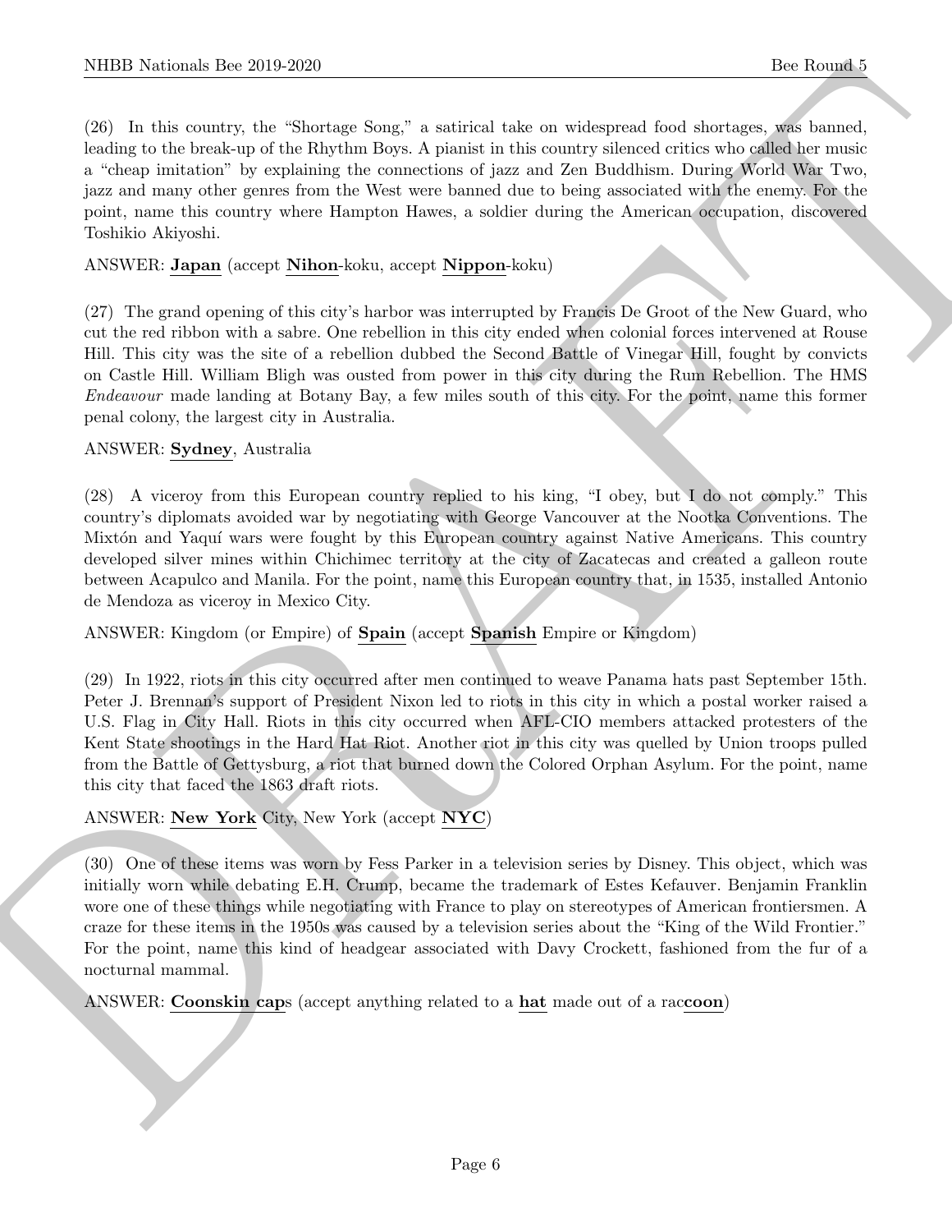(26) In this country, the "Shortage Song," a satirical take on widespread food shortages, was banned, leading to the break-up of the Rhythm Boys. A pianist in this country silenced critics who called her music a "cheap imitation" by explaining the connections of jazz and Zen Buddhism. During World War Two, jazz and many other genres from the West were banned due to being associated with the enemy. For the point, name this country where Hampton Hawes, a soldier during the American occupation, discovered Toshikio Akiyoshi.

ANSWER: **Japan** (accept **Nihon**-koku, accept **Nippon**-koku)

(27) The grand opening of this city's harbor was interrupted by Francis De Groot of the New Guard, who cut the red ribbon with a sabre. One rebellion in this city ended when colonial forces intervened at Rouse Hill. This city was the site of a rebellion dubbed the Second Battle of Vinegar Hill, fought by convicts on Castle Hill. William Bligh was ousted from power in this city during the Rum Rebellion. The HMS *Endeavour* made landing at Botany Bay, a few miles south of this city. For the point, name this former penal colony, the largest city in Australia.

ANSWER: **Sydney**, Australia

(28) A viceroy from this European country replied to his king, "I obey, but I do not comply." This country's diplomats avoided war by negotiating with George Vancouver at the Nootka Conventions. The Mixtón and Yaquí wars were fought by this European country against Native Americans. This country developed silver mines within Chichimec territory at the city of Zacatecas and created a galleon route between Acapulco and Manila. For the point, name this European country that, in 1535, installed Antonio de Mendoza as viceroy in Mexico City.

ANSWER: Kingdom (or Empire) of **Spain** (accept **Spanish** Empire or Kingdom)

(29) In 1922, riots in this city occurred after men continued to weave Panama hats past September 15th. Peter J. Brennan's support of President Nixon led to riots in this city in which a postal worker raised a U.S. Flag in City Hall. Riots in this city occurred when AFL-CIO members attacked protesters of the Kent State shootings in the Hard Hat Riot. Another riot in this city was quelled by Union troops pulled from the Battle of Gettysburg, a riot that burned down the Colored Orphan Asylum. For the point, name this city that faced the 1863 draft riots.

ANSWER: **New York** City, New York (accept **NYC**)

(30) One of these items was worn by Fess Parker in a television series by Disney. This object, which was initially worn while debating E.H. Crump, became the trademark of Estes Kefauver. Benjamin Franklin wore one of these things while negotiating with France to play on stereotypes of American frontiersmen. A craze for these items in the 1950s was caused by a television series about the "King of the Wild Frontier." For the point, name this kind of headgear associated with Davy Crockett, fashioned from the fur of a nocturnal mammal.

ANSWER: **Coonskin cap**s (accept anything related to a **hat** made out of a rac**coon**)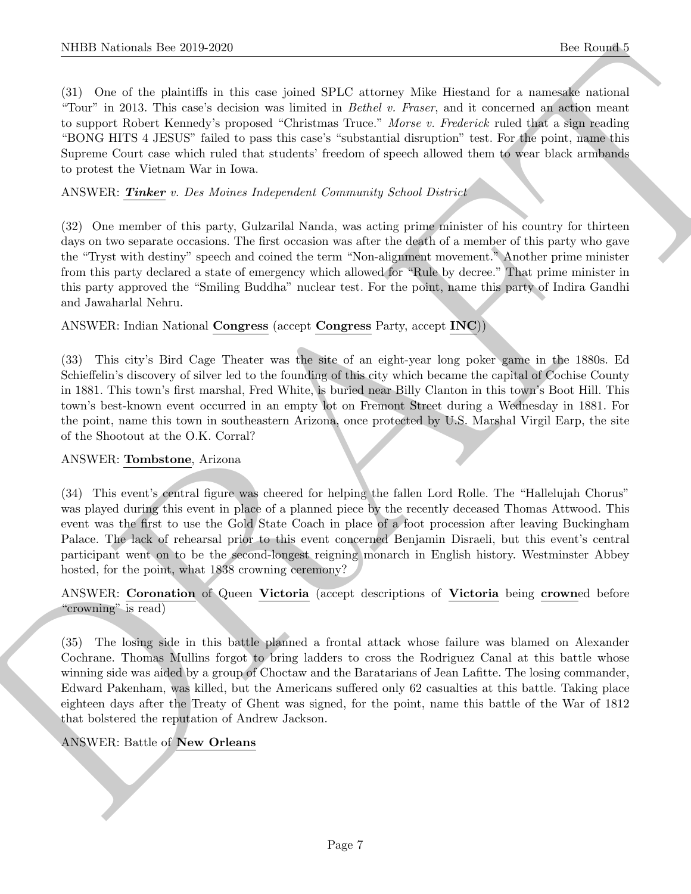(31) One of the plaintiffs in this case joined SPLC attorney Mike Hiestand for a namesake national "Tour" in 2013. This case's decision was limited in *Bethel v. Fraser*, and it concerned an action meant to support Robert Kennedy's proposed "Christmas Truce." *Morse v. Frederick* ruled that a sign reading "BONG HITS 4 JESUS" failed to pass this case's "substantial disruption" test. For the point, name this Supreme Court case which ruled that students' freedom of speech allowed them to wear black armbands to protest the Vietnam War in Iowa.

ANSWER: ***Tinker*** *v. Des Moines Independent Community School District*

(32) One member of this party, Gulzarilal Nanda, was acting prime minister of his country for thirteen days on two separate occasions. The first occasion was after the death of a member of this party who gave the "Tryst with destiny" speech and coined the term "Non-alignment movement." Another prime minister from this party declared a state of emergency which allowed for "Rule by decree." That prime minister in this party approved the "Smiling Buddha" nuclear test. For the point, name this party of Indira Gandhi and Jawaharlal Nehru.

ANSWER: Indian National **Congress** (accept **Congress** Party, accept **INC**))

(33) This city's Bird Cage Theater was the site of an eight-year long poker game in the 1880s. Ed Schieffelin's discovery of silver led to the founding of this city which became the capital of Cochise County in 1881. This town's first marshal, Fred White, is buried near Billy Clanton in this town's Boot Hill. This town's best-known event occurred in an empty lot on Fremont Street during a Wednesday in 1881. For the point, name this town in southeastern Arizona, once protected by U.S. Marshal Virgil Earp, the site of the Shootout at the O.K. Corral?

ANSWER: **Tombstone**, Arizona

(34) This event's central figure was cheered for helping the fallen Lord Rolle. The "Hallelujah Chorus" was played during this event in place of a planned piece by the recently deceased Thomas Attwood. This event was the first to use the Gold State Coach in place of a foot procession after leaving Buckingham Palace. The lack of rehearsal prior to this event concerned Benjamin Disraeli, but this event's central participant went on to be the second-longest reigning monarch in English history. Westminster Abbey hosted, for the point, what 1838 crowning ceremony?

ANSWER: **Coronation** of Queen **Victoria** (accept descriptions of **Victoria** being **crown**ed before "crowning" is read)

(35) The losing side in this battle planned a frontal attack whose failure was blamed on Alexander Cochrane. Thomas Mullins forgot to bring ladders to cross the Rodriguez Canal at this battle whose winning side was aided by a group of Choctaw and the Baratarians of Jean Lafitte. The losing commander, Edward Pakenham, was killed, but the Americans suffered only 62 casualties at this battle. Taking place eighteen days after the Treaty of Ghent was signed, for the point, name this battle of the War of 1812 that bolstered the reputation of Andrew Jackson.

ANSWER: Battle of **New Orleans**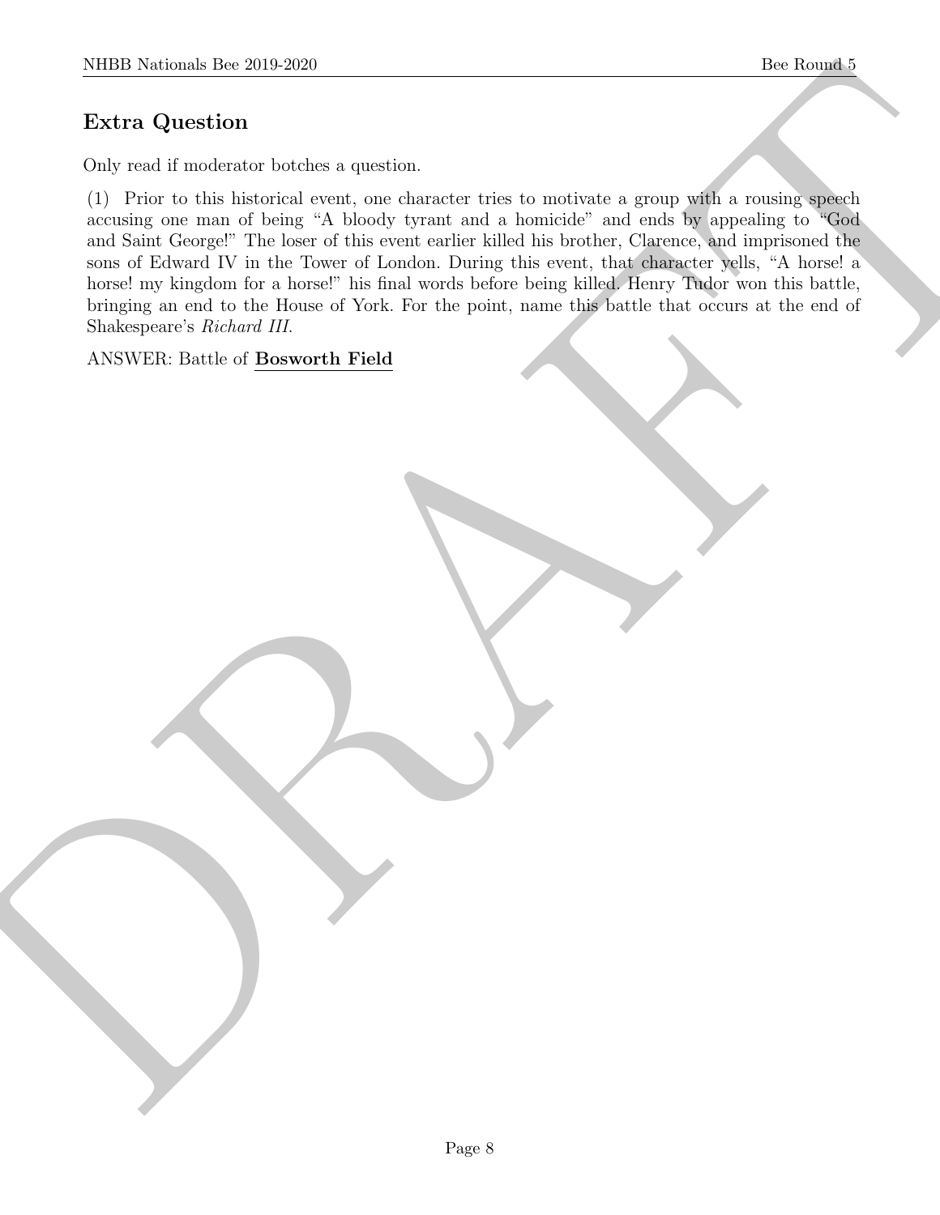## Extra Question

Only read if moderator botches a question.

(1) Prior to this historical event, one character tries to motivate a group with a rousing speech accusing one man of being "A bloody tyrant and a homicide" and ends by appealing to "God and Saint George!" The loser of this event earlier killed his brother, Clarence, and imprisoned the sons of Edward IV in the Tower of London. During this event, that character yells, "A horse! a horse! my kingdom for a horse!" his final words before being killed. Henry Tudor won this battle, bringing an end to the House of York. For the point, name this battle that occurs at the end of Shakespeare's *Richard III*.

ANSWER: Battle of **Bosworth Field**